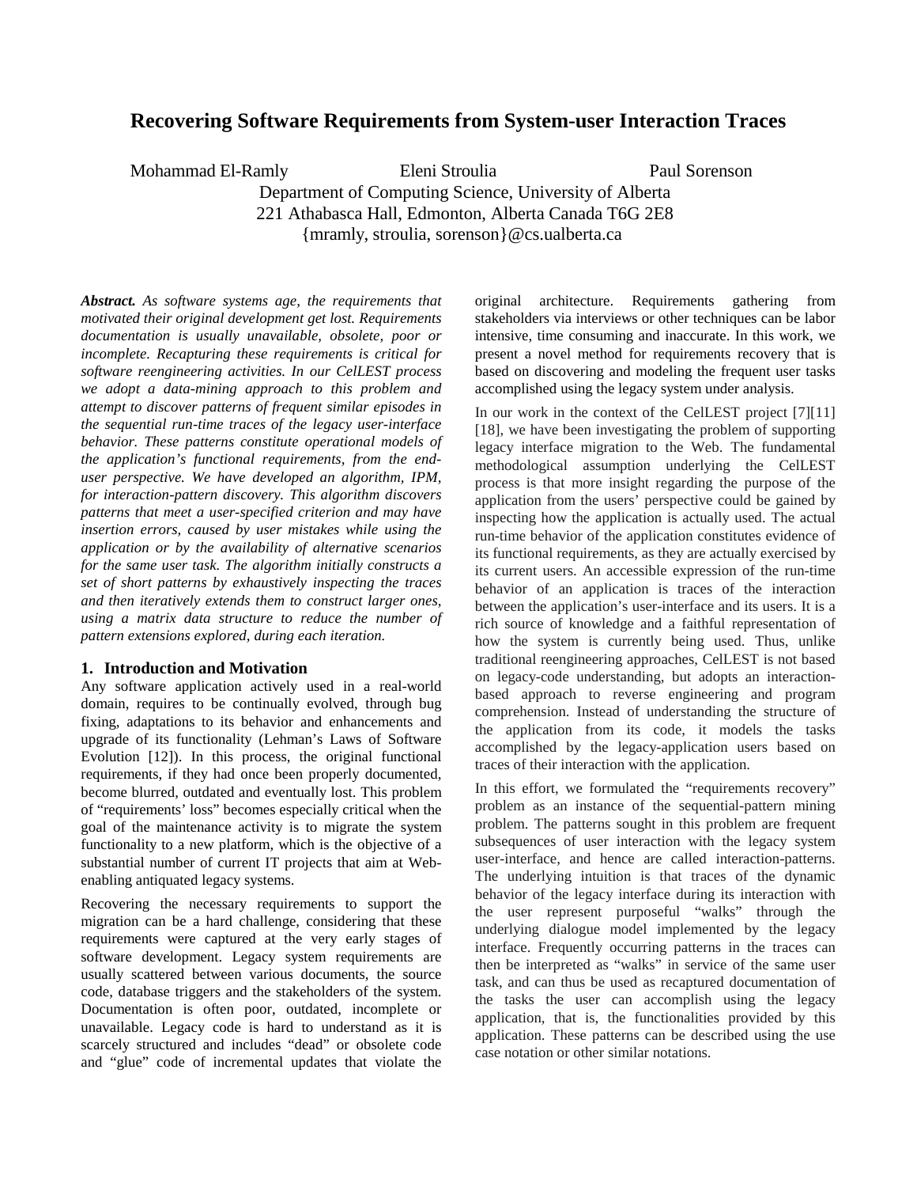# Recovering Software Requirements from System-user Interaction Traces

Mohammad El-Ramly Eleni Stroulia Paul Sorenson

Department of Computing Science, University of Alberta
221 Athabasca Hall, Edmonton, Alberta Canada T6G 2E8
{mramly, stroulia, sorenson}@cs.ualberta.ca

***Abstract.*** *As software systems age, the requirements that motivated their original development get lost. Requirements documentation is usually unavailable, obsolete, poor or incomplete. Recapturing these requirements is critical for software reengineering activities. In our CelLEST process we adopt a data-mining approach to this problem and attempt to discover patterns of frequent similar episodes in the sequential run-time traces of the legacy user-interface behavior. These patterns constitute operational models of the application's functional requirements, from the end-user perspective. We have developed an algorithm, IPM, for interaction-pattern discovery. This algorithm discovers patterns that meet a user-specified criterion and may have insertion errors, caused by user mistakes while using the application or by the availability of alternative scenarios for the same user task. The algorithm initially constructs a set of short patterns by exhaustively inspecting the traces and then iteratively extends them to construct larger ones, using a matrix data structure to reduce the number of pattern extensions explored, during each iteration.*

## 1. Introduction and Motivation

Any software application actively used in a real-world domain, requires to be continually evolved, through bug fixing, adaptations to its behavior and enhancements and upgrade of its functionality (Lehman's Laws of Software Evolution [12]). In this process, the original functional requirements, if they had once been properly documented, become blurred, outdated and eventually lost. This problem of "requirements' loss" becomes especially critical when the goal of the maintenance activity is to migrate the system functionality to a new platform, which is the objective of a substantial number of current IT projects that aim at Web-enabling antiquated legacy systems.

Recovering the necessary requirements to support the migration can be a hard challenge, considering that these requirements were captured at the very early stages of software development. Legacy system requirements are usually scattered between various documents, the source code, database triggers and the stakeholders of the system. Documentation is often poor, outdated, incomplete or unavailable. Legacy code is hard to understand as it is scarcely structured and includes "dead" or obsolete code and "glue" code of incremental updates that violate the original architecture. Requirements gathering from stakeholders via interviews or other techniques can be labor intensive, time consuming and inaccurate. In this work, we present a novel method for requirements recovery that is based on discovering and modeling the frequent user tasks accomplished using the legacy system under analysis.

In our work in the context of the CelLEST project [7][11][18], we have been investigating the problem of supporting legacy interface migration to the Web. The fundamental methodological assumption underlying the CelLEST process is that more insight regarding the purpose of the application from the users' perspective could be gained by inspecting how the application is actually used. The actual run-time behavior of the application constitutes evidence of its functional requirements, as they are actually exercised by its current users. An accessible expression of the run-time behavior of an application is traces of the interaction between the application's user-interface and its users. It is a rich source of knowledge and a faithful representation of how the system is currently being used. Thus, unlike traditional reengineering approaches, CelLEST is not based on legacy-code understanding, but adopts an interaction-based approach to reverse engineering and program comprehension. Instead of understanding the structure of the application from its code, it models the tasks accomplished by the legacy-application users based on traces of their interaction with the application.

In this effort, we formulated the "requirements recovery" problem as an instance of the sequential-pattern mining problem. The patterns sought in this problem are frequent subsequences of user interaction with the legacy system user-interface, and hence are called interaction-patterns. The underlying intuition is that traces of the dynamic behavior of the legacy interface during its interaction with the user represent purposeful "walks" through the underlying dialogue model implemented by the legacy interface. Frequently occurring patterns in the traces can then be interpreted as "walks" in service of the same user task, and can thus be used as recaptured documentation of the tasks the user can accomplish using the legacy application, that is, the functionalities provided by this application. These patterns can be described using the use case notation or other similar notations.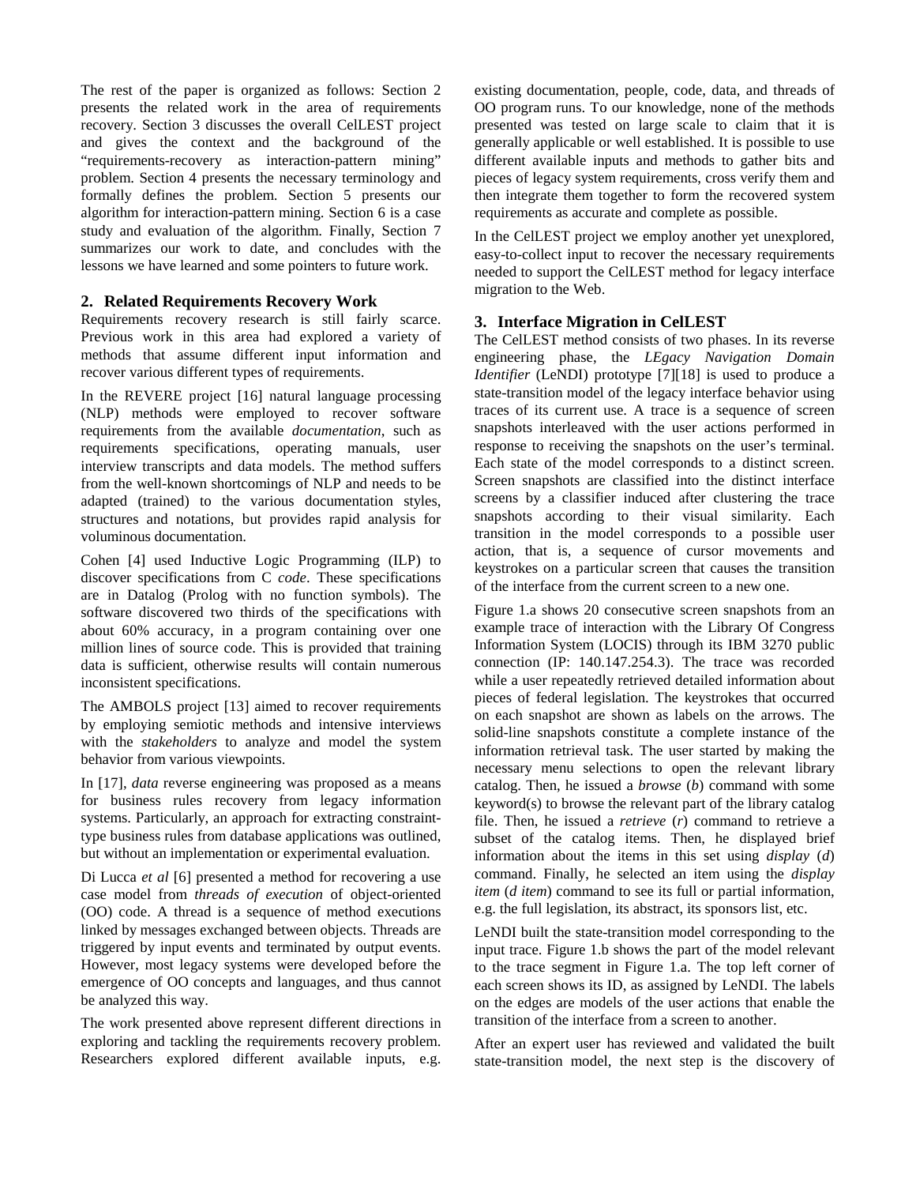The rest of the paper is organized as follows: Section 2 presents the related work in the area of requirements recovery. Section 3 discusses the overall CelLEST project and gives the context and the background of the "requirements-recovery as interaction-pattern mining" problem. Section 4 presents the necessary terminology and formally defines the problem. Section 5 presents our algorithm for interaction-pattern mining. Section 6 is a case study and evaluation of the algorithm. Finally, Section 7 summarizes our work to date, and concludes with the lessons we have learned and some pointers to future work.

## 2. Related Requirements Recovery Work

Requirements recovery research is still fairly scarce. Previous work in this area had explored a variety of methods that assume different input information and recover various different types of requirements.

In the REVERE project [16] natural language processing (NLP) methods were employed to recover software requirements from the available *documentation*, such as requirements specifications, operating manuals, user interview transcripts and data models. The method suffers from the well-known shortcomings of NLP and needs to be adapted (trained) to the various documentation styles, structures and notations, but provides rapid analysis for voluminous documentation.

Cohen [4] used Inductive Logic Programming (ILP) to discover specifications from C *code*. These specifications are in Datalog (Prolog with no function symbols). The software discovered two thirds of the specifications with about 60% accuracy, in a program containing over one million lines of source code. This is provided that training data is sufficient, otherwise results will contain numerous inconsistent specifications.

The AMBOLS project [13] aimed to recover requirements by employing semiotic methods and intensive interviews with the *stakeholders* to analyze and model the system behavior from various viewpoints.

In [17], *data* reverse engineering was proposed as a means for business rules recovery from legacy information systems. Particularly, an approach for extracting constraint-type business rules from database applications was outlined, but without an implementation or experimental evaluation.

Di Lucca *et al* [6] presented a method for recovering a use case model from *threads of execution* of object-oriented (OO) code. A thread is a sequence of method executions linked by messages exchanged between objects. Threads are triggered by input events and terminated by output events. However, most legacy systems were developed before the emergence of OO concepts and languages, and thus cannot be analyzed this way.

The work presented above represent different directions in exploring and tackling the requirements recovery problem. Researchers explored different available inputs, e.g. existing documentation, people, code, data, and threads of OO program runs. To our knowledge, none of the methods presented was tested on large scale to claim that it is generally applicable or well established. It is possible to use different available inputs and methods to gather bits and pieces of legacy system requirements, cross verify them and then integrate them together to form the recovered system requirements as accurate and complete as possible.

In the CelLEST project we employ another yet unexplored, easy-to-collect input to recover the necessary requirements needed to support the CelLEST method for legacy interface migration to the Web.

## 3. Interface Migration in CelLEST

The CelLEST method consists of two phases. In its reverse engineering phase, the *LEgacy Navigation Domain Identifier* (LeNDI) prototype [7][18] is used to produce a state-transition model of the legacy interface behavior using traces of its current use. A trace is a sequence of screen snapshots interleaved with the user actions performed in response to receiving the snapshots on the user's terminal. Each state of the model corresponds to a distinct screen. Screen snapshots are classified into the distinct interface screens by a classifier induced after clustering the trace snapshots according to their visual similarity. Each transition in the model corresponds to a possible user action, that is, a sequence of cursor movements and keystrokes on a particular screen that causes the transition of the interface from the current screen to a new one.

Figure 1.a shows 20 consecutive screen snapshots from an example trace of interaction with the Library Of Congress Information System (LOCIS) through its IBM 3270 public connection (IP: 140.147.254.3). The trace was recorded while a user repeatedly retrieved detailed information about pieces of federal legislation. The keystrokes that occurred on each snapshot are shown as labels on the arrows. The solid-line snapshots constitute a complete instance of the information retrieval task. The user started by making the necessary menu selections to open the relevant library catalog. Then, he issued a *browse* (*b*) command with some keyword(s) to browse the relevant part of the library catalog file. Then, he issued a *retrieve* (*r*) command to retrieve a subset of the catalog items. Then, he displayed brief information about the items in this set using *display* (*d*) command. Finally, he selected an item using the *display item* (*d item*) command to see its full or partial information, e.g. the full legislation, its abstract, its sponsors list, etc.

LeNDI built the state-transition model corresponding to the input trace. Figure 1.b shows the part of the model relevant to the trace segment in Figure 1.a. The top left corner of each screen shows its ID, as assigned by LeNDI. The labels on the edges are models of the user actions that enable the transition of the interface from a screen to another.

After an expert user has reviewed and validated the built state-transition model, the next step is the discovery of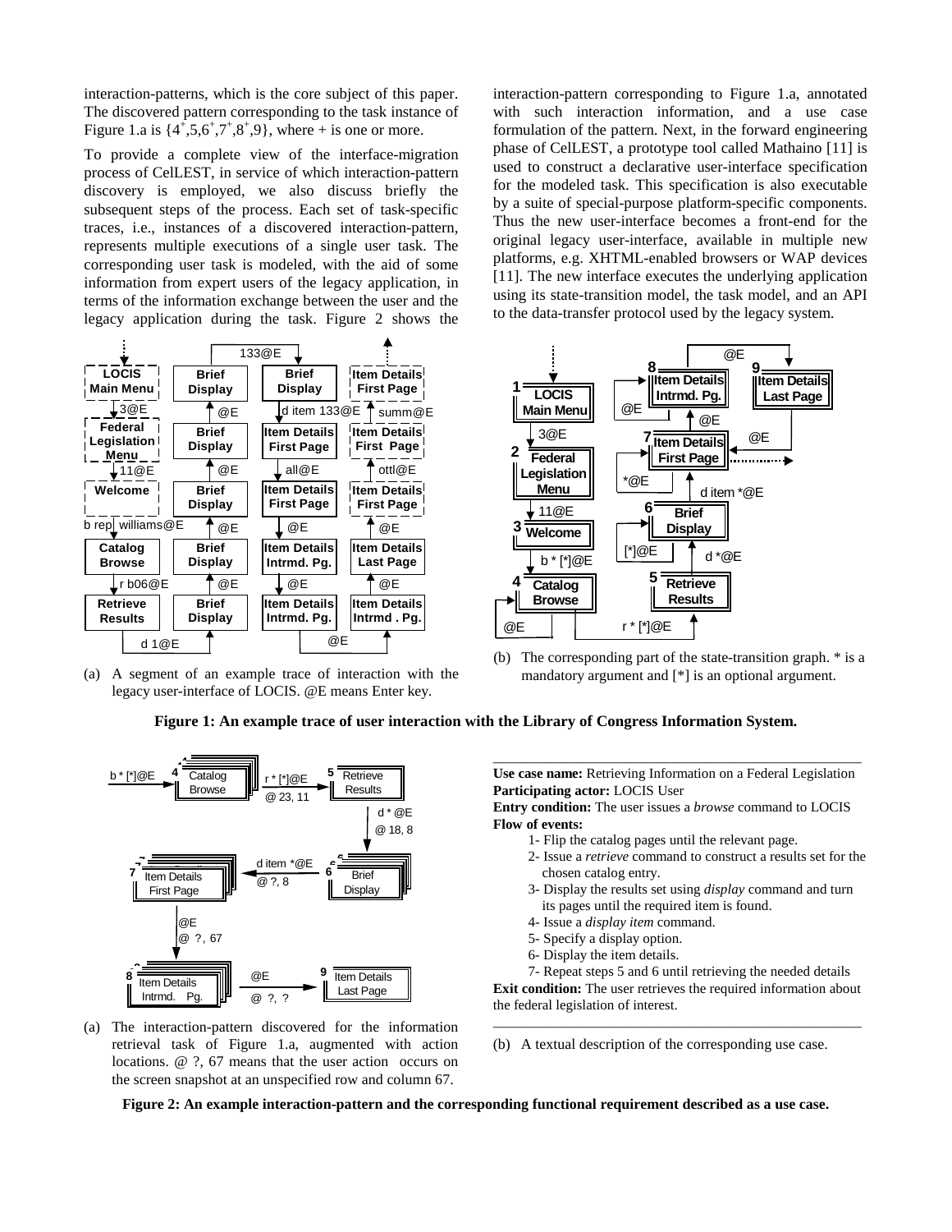interaction-patterns, which is the core subject of this paper. The discovered pattern corresponding to the task instance of Figure 1.a is $\{4^+,5,6^+,7^+,8^+,9\}$, where + is one or more.

To provide a complete view of the interface-migration process of CelLEST, in service of which interaction-pattern discovery is employed, we also discuss briefly the subsequent steps of the process. Each set of task-specific traces, i.e., instances of a discovered interaction-pattern, represents multiple executions of a single user task. The corresponding user task is modeled, with the aid of some information from expert users of the legacy application, in terms of the information exchange between the user and the legacy application during the task. Figure 2 shows the interaction-pattern corresponding to Figure 1.a, annotated with such interaction information, and a use case formulation of the pattern. Next, in the forward engineering phase of CelLEST, a prototype tool called Mathaino [11] is used to construct a declarative user-interface specification for the modeled task. This specification is also executable by a suite of special-purpose platform-specific components. Thus the new user-interface becomes a front-end for the original legacy user-interface, available in multiple new platforms, e.g. XHTML-enabled browsers or WAP devices [11]. The new interface executes the underlying application using its state-transition model, the task model, and an API to the data-transfer protocol used by the legacy system.

(a) A segment of an example trace of interaction with the legacy user-interface of LOCIS. @E means Enter key.

(b) The corresponding part of the state-transition graph. * is a mandatory argument and [*] is an optional argument.

**Figure 1: An example trace of user interaction with the Library of Congress Information System.**

(a) The interaction-pattern discovered for the information retrieval task of Figure 1.a, augmented with action locations. @ ?, 67 means that the user action occurs on the screen snapshot at an unspecified row and column 67.

---

**Use case name:** Retrieving Information on a Federal Legislation
**Participating actor:** LOCIS User
**Entry condition:** The user issues a *browse* command to LOCIS
**Flow of events:**

1- Flip the catalog pages until the relevant page.
2- Issue a *retrieve* command to construct a results set for the chosen catalog entry.
3- Display the results set using *display* command and turn its pages until the required item is found.
4- Issue a *display item* command.
5- Specify a display option.
6- Display the item details.
7- Repeat steps 5 and 6 until retrieving the needed details

**Exit condition:** The user retrieves the required information about the federal legislation of interest.

---

(b) A textual description of the corresponding use case.

**Figure 2: An example interaction-pattern and the corresponding functional requirement described as a use case.**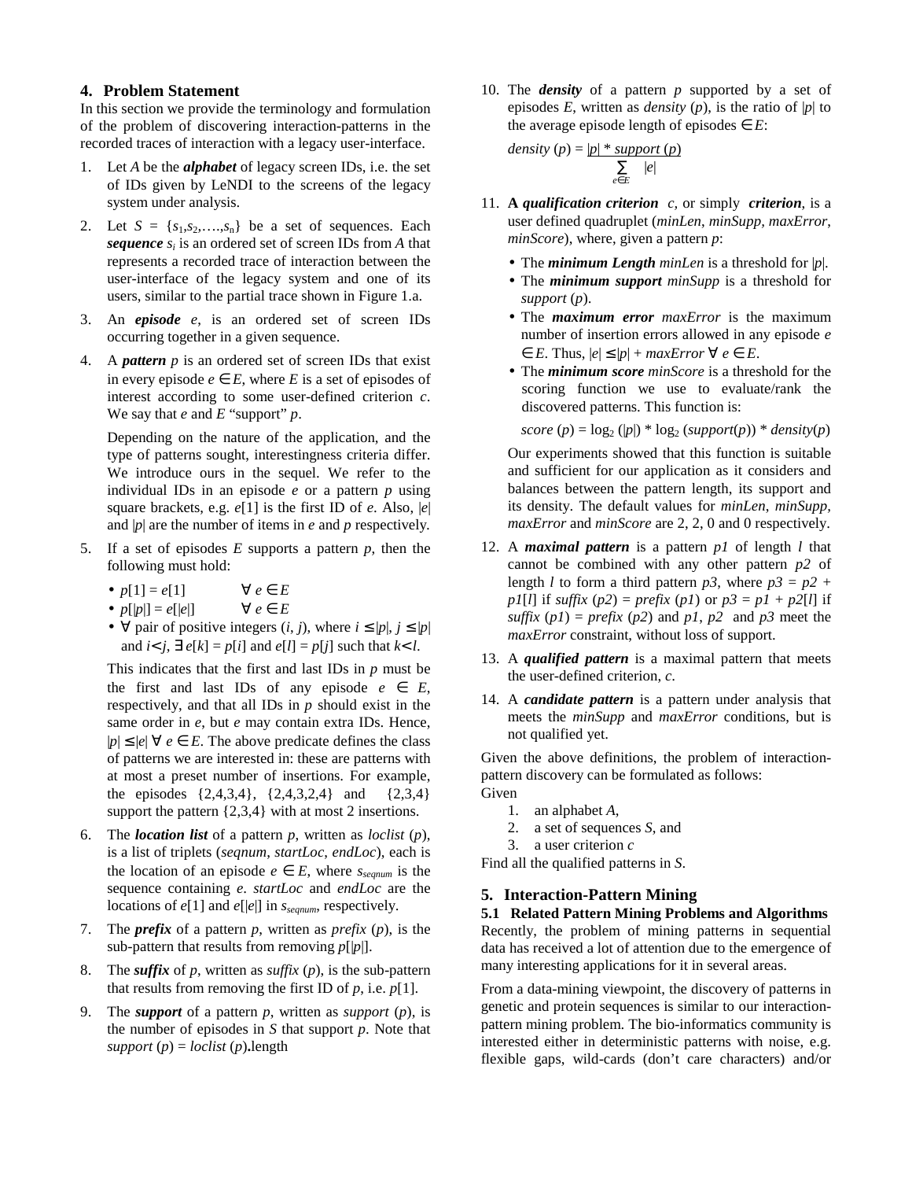## 4. Problem Statement

In this section we provide the terminology and formulation of the problem of discovering interaction-patterns in the recorded traces of interaction with a legacy user-interface.

1. Let *A* be the ***alphabet*** of legacy screen IDs, i.e. the set of IDs given by LeNDI to the screens of the legacy system under analysis.
2. Let $S = \{s_1, s_2, \ldots, s_n\}$ be a set of sequences. Each ***sequence*** $s_i$ is an ordered set of screen IDs from *A* that represents a recorded trace of interaction between the user-interface of the legacy system and one of its users, similar to the partial trace shown in Figure 1.a.
3. An ***episode*** *e*, is an ordered set of screen IDs occurring together in a given sequence.
4. A ***pattern*** *p* is an ordered set of screen IDs that exist in every episode $e \in E$, where *E* is a set of episodes of interest according to some user-defined criterion *c*. We say that *e* and *E* "support" *p*.

   Depending on the nature of the application, and the type of patterns sought, interestingness criteria differ. We introduce ours in the sequel. We refer to the individual IDs in an episode *e* or a pattern *p* using square brackets, e.g. $e[1]$ is the first ID of *e*. Also, $|e|$ and $|p|$ are the number of items in *e* and *p* respectively.

5. If a set of episodes *E* supports a pattern *p*, then the following must hold:
   - $p[1] = e[1] \quad \forall\, e \in E$
   - $p[|p|] = e[|e|] \quad \forall\, e \in E$
   - $\forall$ pair of positive integers $(i, j)$, where $i \le |p|$, $j \le |p|$ and $i < j$, $\exists\, e[k] = p[i]$ and $e[l] = p[j]$ such that $k < l$.

   This indicates that the first and last IDs in *p* must be the first and last IDs of any episode $e \in E$, respectively, and that all IDs in *p* should exist in the same order in *e*, but *e* may contain extra IDs. Hence, $|p| \le |e| \;\forall\, e \in E$. The above predicate defines the class of patterns we are interested in: these are patterns with at most a preset number of insertions. For example, the episodes {2,4,3,4}, {2,4,3,2,4} and {2,3,4} support the pattern {2,3,4} with at most 2 insertions.

6. The ***location list*** of a pattern *p*, written as *loclist* (*p*), is a list of triplets (*seqnum*, *startLoc*, *endLoc*), each is the location of an episode $e \in E$, where $s_{seqnum}$ is the sequence containing *e*. *startLoc* and *endLoc* are the locations of $e[1]$ and $e[|e|]$ in $s_{seqnum}$, respectively.
7. The ***prefix*** of a pattern *p*, written as *prefix* (*p*), is the sub-pattern that results from removing $p[|p|]$.
8. The ***suffix*** of *p*, written as *suffix* (*p*), is the sub-pattern that results from removing the first ID of *p*, i.e. $p[1]$.
9. The ***support*** of a pattern *p*, written as *support* (*p*), is the number of episodes in *S* that support *p*. Note that *support* (*p*) = *loclist* (*p*)**.**length
10. The ***density*** of a pattern *p* supported by a set of episodes *E*, written as *density* (*p*), is the ratio of $|p|$ to the average episode length of episodes $\in E$:

    $$density(p) = \frac{|p| * support(p)}{\sum_{e \in E} |e|}$$

11. **A** ***qualification criterion*** *c*, or simply ***criterion***, is a user defined quadruplet (*minLen*, *minSupp*, *maxError*, *minScore*), where, given a pattern *p*:
    - The ***minimum Length*** *minLen* is a threshold for $|p|$.
    - The ***minimum support*** *minSupp* is a threshold for *support* (*p*).
    - The ***maximum error*** *maxError* is the maximum number of insertion errors allowed in any episode $e \in E$. Thus, $|e| \le |p| + maxError \;\forall\, e \in E$.
    - The ***minimum score*** *minScore* is a threshold for the scoring function we use to evaluate/rank the discovered patterns. This function is:

      $$score(p) = \log_2(|p|) * \log_2(support(p)) * density(p)$$

    Our experiments showed that this function is suitable and sufficient for our application as it considers and balances between the pattern length, its support and its density. The default values for *minLen*, *minSupp*, *maxError* and *minScore* are 2, 2, 0 and 0 respectively.

12. A ***maximal pattern*** is a pattern *p1* of length *l* that cannot be combined with any other pattern *p2* of length *l* to form a third pattern *p3*, where $p3 = p2 + p1[l]$ if *suffix* (*p2*) = *prefix* (*p1*) or $p3 = p1 + p2[l]$ if *suffix* (*p1*) = *prefix* (*p2*) and *p1*, *p2* and *p3* meet the *maxError* constraint, without loss of support.
13. A ***qualified pattern*** is a maximal pattern that meets the user-defined criterion, *c*.
14. A ***candidate pattern*** is a pattern under analysis that meets the *minSupp* and *maxError* conditions, but is not qualified yet.

Given the above definitions, the problem of interaction-pattern discovery can be formulated as follows:

Given

1. an alphabet *A*,
2. a set of sequences *S*, and
3. a user criterion *c*

Find all the qualified patterns in *S*.

## 5. Interaction-Pattern Mining

### 5.1 Related Pattern Mining Problems and Algorithms

Recently, the problem of mining patterns in sequential data has received a lot of attention due to the emergence of many interesting applications for it in several areas.

From a data-mining viewpoint, the discovery of patterns in genetic and protein sequences is similar to our interaction-pattern mining problem. The bio-informatics community is interested either in deterministic patterns with noise, e.g. flexible gaps, wild-cards (don't care characters) and/or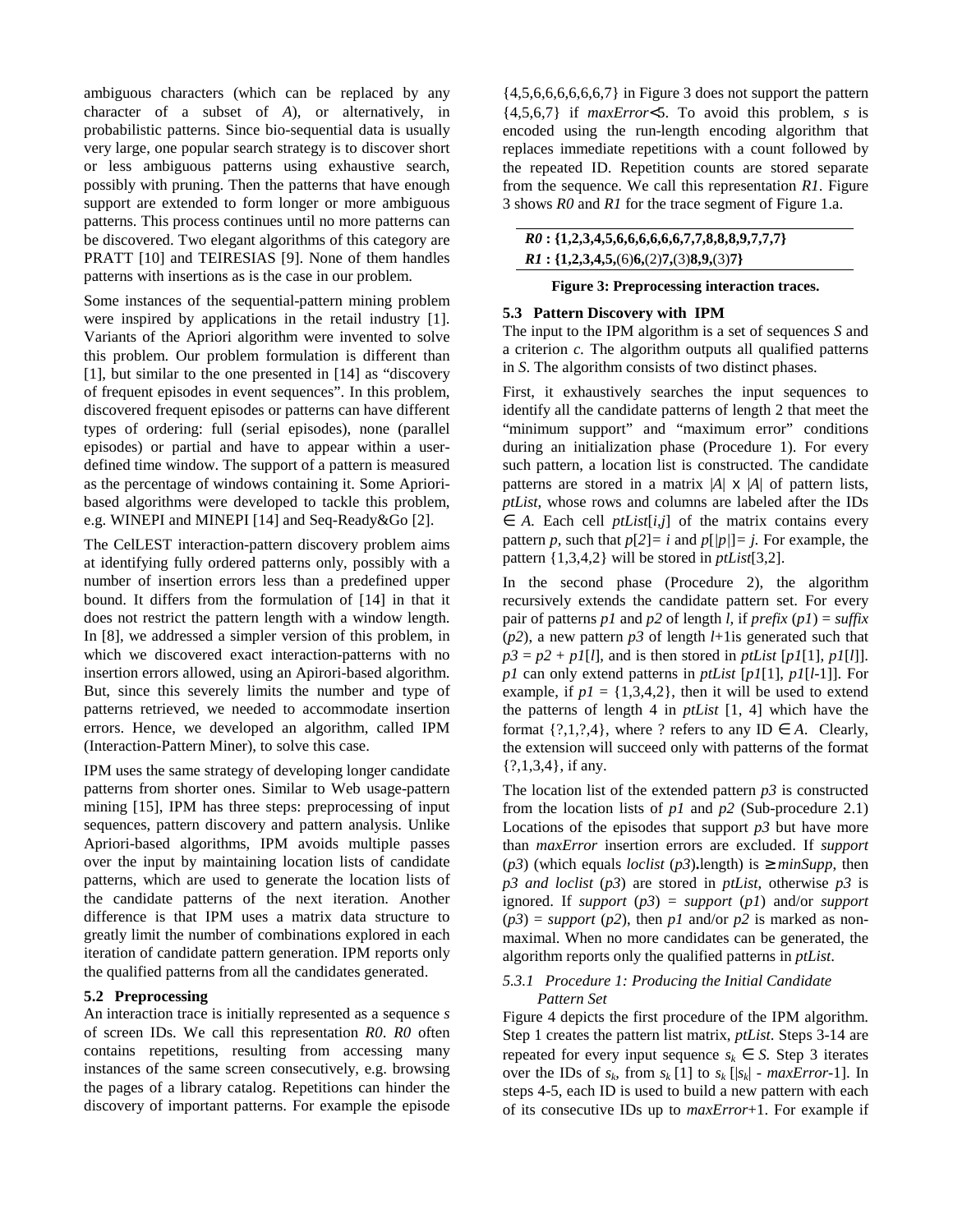ambiguous characters (which can be replaced by any character of a subset of *A*), or alternatively, in probabilistic patterns. Since bio-sequential data is usually very large, one popular search strategy is to discover short or less ambiguous patterns using exhaustive search, possibly with pruning. Then the patterns that have enough support are extended to form longer or more ambiguous patterns. This process continues until no more patterns can be discovered. Two elegant algorithms of this category are PRATT [10] and TEIRESIAS [9]. None of them handles patterns with insertions as is the case in our problem.

Some instances of the sequential-pattern mining problem were inspired by applications in the retail industry [1]. Variants of the Apriori algorithm were invented to solve this problem. Our problem formulation is different than [1], but similar to the one presented in [14] as "discovery of frequent episodes in event sequences". In this problem, discovered frequent episodes or patterns can have different types of ordering: full (serial episodes), none (parallel episodes) or partial and have to appear within a user-defined time window. The support of a pattern is measured as the percentage of windows containing it. Some Apriori-based algorithms were developed to tackle this problem, e.g. WINEPI and MINEPI [14] and Seq-Ready&Go [2].

The CelLEST interaction-pattern discovery problem aims at identifying fully ordered patterns only, possibly with a number of insertion errors less than a predefined upper bound. It differs from the formulation of [14] in that it does not restrict the pattern length with a window length. In [8], we addressed a simpler version of this problem, in which we discovered exact interaction-patterns with no insertion errors allowed, using an Apirori-based algorithm. But, since this severely limits the number and type of patterns retrieved, we needed to accommodate insertion errors. Hence, we developed an algorithm, called IPM (Interaction-Pattern Miner), to solve this case.

IPM uses the same strategy of developing longer candidate patterns from shorter ones. Similar to Web usage-pattern mining [15], IPM has three steps: preprocessing of input sequences, pattern discovery and pattern analysis. Unlike Apriori-based algorithms, IPM avoids multiple passes over the input by maintaining location lists of candidate patterns, which are used to generate the location lists of the candidate patterns of the next iteration. Another difference is that IPM uses a matrix data structure to greatly limit the number of combinations explored in each iteration of candidate pattern generation. IPM reports only the qualified patterns from all the candidates generated.

### 5.2 Preprocessing

An interaction trace is initially represented as a sequence *s* of screen IDs. We call this representation *R0*. *R0* often contains repetitions, resulting from accessing many instances of the same screen consecutively, e.g. browsing the pages of a library catalog. Repetitions can hinder the discovery of important patterns. For example the episode {4,5,6,6,6,6,6,6,7} in Figure 3 does not support the pattern {4,5,6,7} if *maxError*<5. To avoid this problem, *s* is encoded using the run-length encoding algorithm that replaces immediate repetitions with a count followed by the repeated ID. Repetition counts are stored separate from the sequence. We call this representation *R1*. Figure 3 shows *R0* and *R1* for the trace segment of Figure 1.a.

***R0*** **: {1,2,3,4,5,6,6,6,6,6,6,7,7,8,8,8,9,7,7,7}**
***R1*** **: {1,2,3,4,5,**(6)**6,**(2)**7,**(3)**8,9,**(3)**7}**

**Figure 3: Preprocessing interaction traces.**

### 5.3 Pattern Discovery with IPM

The input to the IPM algorithm is a set of sequences *S* and a criterion *c*. The algorithm outputs all qualified patterns in *S*. The algorithm consists of two distinct phases.

First, it exhaustively searches the input sequences to identify all the candidate patterns of length 2 that meet the "minimum support" and "maximum error" conditions during an initialization phase (Procedure 1). For every such pattern, a location list is constructed. The candidate patterns are stored in a matrix $|A|$ x $|A|$ of pattern lists, *ptList*, whose rows and columns are labeled after the IDs $\in A$. Each cell *ptList*[*i*,*j*] of the matrix contains every pattern *p*, such that $p[2]= i$ and $p[|p|]= j$. For example, the pattern {1,3,4,2} will be stored in *ptList*[3,2].

In the second phase (Procedure 2), the algorithm recursively extends the candidate pattern set. For every pair of patterns *p1* and *p2* of length *l*, if *prefix* (*p1*) = *suffix* (*p2*), a new pattern *p3* of length *l*+1is generated such that $p3 = p2 + p1[l]$, and is then stored in *ptList* [*p1*[1], *p1*[*l*]]. *p1* can only extend patterns in *ptList* [*p1*[1], *p1*[*l*-1]]. For example, if $p1$ = {1,3,4,2}, then it will be used to extend the patterns of length 4 in *ptList* [1, 4] which have the format {?,1,?,4}, where ? refers to any ID $\in A$. Clearly, the extension will succeed only with patterns of the format {?,1,3,4}, if any.

The location list of the extended pattern *p3* is constructed from the location lists of *p1* and *p2* (Sub-procedure 2.1) Locations of the episodes that support *p3* but have more than *maxError* insertion errors are excluded. If *support* (*p3*) (which equals *loclist* (*p3*)**.**length) is ≥ *minSupp*, then *p3 and loclist* (*p3*) are stored in *ptList*, otherwise *p3* is ignored. If *support* (*p3*) = *support* (*p1*) and/or *support* (*p3*) = *support* (*p2*), then *p1* and/or *p2* is marked as non-maximal. When no more candidates can be generated, the algorithm reports only the qualified patterns in *ptList*.

#### 5.3.1 Procedure 1: Producing the Initial Candidate Pattern Set

Figure 4 depicts the first procedure of the IPM algorithm. Step 1 creates the pattern list matrix, *ptList*. Steps 3-14 are repeated for every input sequence $s_k \in S$. Step 3 iterates over the IDs of $s_k$, from $s_k$ [1] to $s_k$ [$|s_k|$ - *maxError*-1]. In steps 4-5, each ID is used to build a new pattern with each of its consecutive IDs up to *maxError*+1. For example if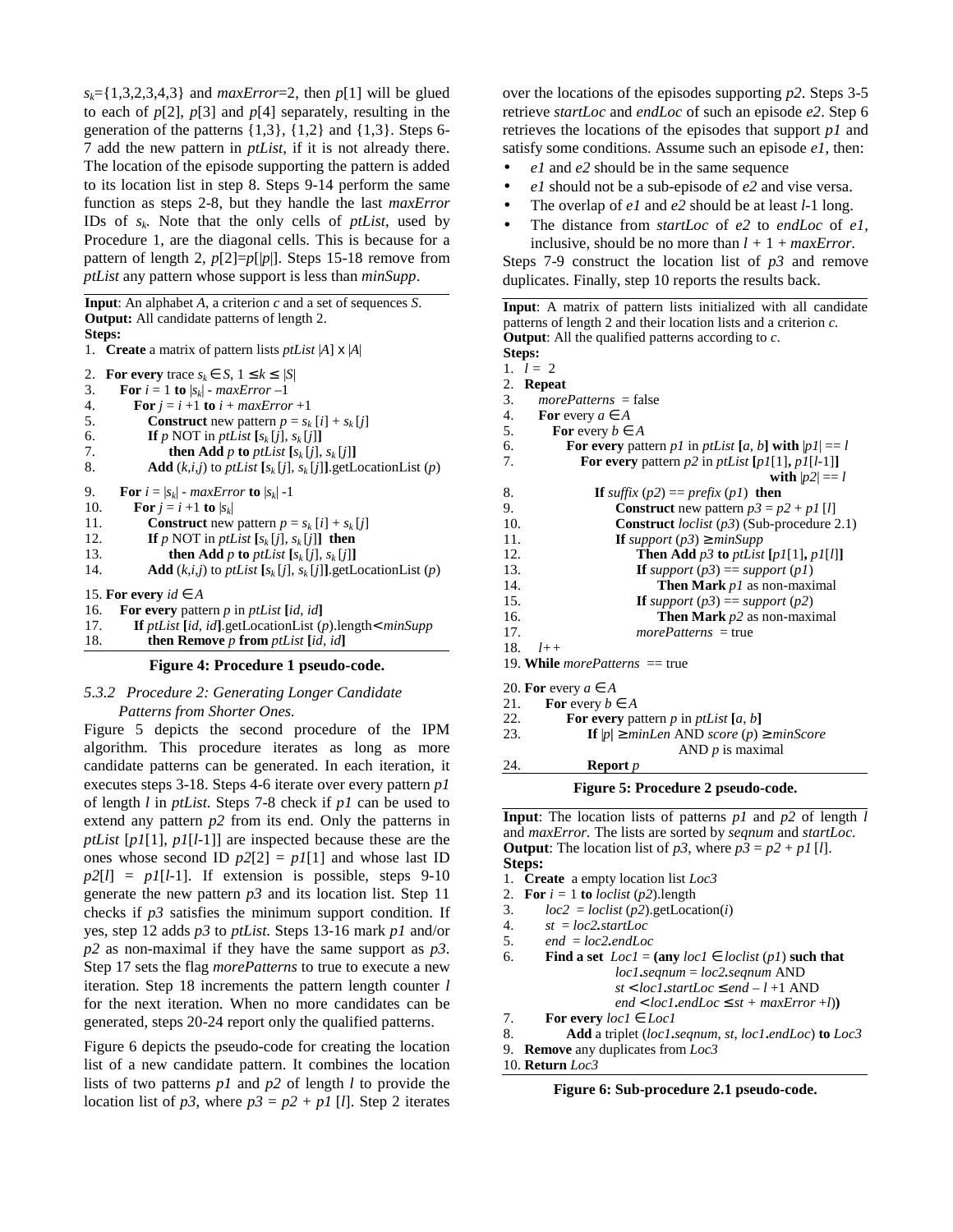$s_k$={1,3,2,3,4,3} and *maxError*=2, then *p*[1] will be glued to each of *p*[2], *p*[3] and *p*[4] separately, resulting in the generation of the patterns {1,3}, {1,2} and {1,3}. Steps 6-7 add the new pattern in *ptList*, if it is not already there. The location of the episode supporting the pattern is added to its location list in step 8. Steps 9-14 perform the same function as steps 2-8, but they handle the last *maxError* IDs of $s_k$. Note that the only cells of *ptList*, used by Procedure 1, are the diagonal cells. This is because for a pattern of length 2, *p*[2]=*p*[|*p*|]. Steps 15-18 remove from *ptList* any pattern whose support is less than *minSupp*.

```
Input: An alphabet A, a criterion c and a set of sequences S.
Output: All candidate patterns of length 2.
Steps:
1.  Create a matrix of pattern lists ptList |A| x |A|

2.  For every trace s_k ∈ S, 1 ≤ k ≤ |S|
3.     For i = 1 to |s_k| - maxError –1
4.        For j = i +1 to i + maxError +1
5.           Construct new pattern p = s_k[i] + s_k[j]
6.           If p NOT in ptList [s_k[j], s_k[j]]
7.              then Add p to ptList [s_k[j], s_k[j]]
8.           Add (k,i,j) to ptList [s_k[j], s_k[j]].getLocationList (p)

9.     For i = |s_k| - maxError to |s_k| -1
10.       For j = i +1 to |s_k|
11.          Construct new pattern p = s_k[i] + s_k[j]
12.          If p NOT in ptList [s_k[j], s_k[j]] then
13.             then Add p to ptList [s_k[j], s_k[j]]
14.          Add (k,i,j) to ptList [s_k[j], s_k[j]].getLocationList (p)

15. For every id ∈ A
16.    For every pattern p in ptList [id, id]
17.       If ptList [id, id].getLocationList (p).length< minSupp
18.          then Remove p from ptList [id, id]
```

**Figure 4: Procedure 1 pseudo-code.**

### 5.3.2 Procedure 2: Generating Longer Candidate Patterns from Shorter Ones.

Figure 5 depicts the second procedure of the IPM algorithm. This procedure iterates as long as more candidate patterns can be generated. In each iteration, it executes steps 3-18. Steps 4-6 iterate over every pattern *p1* of length *l* in *ptList*. Steps 7-8 check if *p1* can be used to extend any pattern *p2* from its end. Only the patterns in *ptList* [*p1*[1], *p1*[*l*-1]] are inspected because these are the ones whose second ID *p2*[2] = *p1*[1] and whose last ID *p2*[*l*] = *p1*[*l*-1]. If extension is possible, steps 9-10 generate the new pattern *p3* and its location list. Step 11 checks if *p3* satisfies the minimum support condition. If yes, step 12 adds *p3* to *ptList*. Steps 13-16 mark *p1* and/or *p2* as non-maximal if they have the same support as *p3*. Step 17 sets the flag *morePatterns* to true to execute a new iteration. Step 18 increments the pattern length counter *l* for the next iteration. When no more candidates can be generated, steps 20-24 report only the qualified patterns.

Figure 6 depicts the pseudo-code for creating the location list of a new candidate pattern. It combines the location lists of two patterns *p1* and *p2* of length *l* to provide the location list of *p3*, where *p3* = *p2* + *p1* [*l*]. Step 2 iterates over the locations of the episodes supporting *p2*. Steps 3-5 retrieve *startLoc* and *endLoc* of such an episode *e2*. Step 6 retrieves the locations of the episodes that support *p1* and satisfy some conditions. Assume such an episode *e1*, then:

- *e1* and *e2* should be in the same sequence
- *e1* should not be a sub-episode of *e2* and vise versa.
- The overlap of *e1* and *e2* should be at least *l*-1 long.
- The distance from *startLoc* of *e2* to *endLoc* of *e1*, inclusive, should be no more than *l* + 1 + *maxError*.

Steps 7-9 construct the location list of *p3* and remove duplicates. Finally, step 10 reports the results back.

```
Input: A matrix of pattern lists initialized with all candidate
patterns of length 2 and their location lists and a criterion c.
Output: All the qualified patterns according to c.
Steps:
1.  l = 2
2.  Repeat
3.     morePatterns = false
4.     For every a ∈ A
5.        For every b ∈ A
6.           For every pattern p1 in ptList [a, b] with |p1| == l
7.              For every pattern p2 in ptList [p1[1], p1[l-1]]
                                                    with |p2| == l
8.                 If suffix (p2) == prefix (p1) then
9.                    Construct new pattern p3 = p2 + p1 [l]
10.                   Construct loclist (p3) (Sub-procedure 2.1)
11.                   If support (p3) ≥ minSupp
12.                      Then Add p3 to ptList [p1[1], p1[l]]
13.                      If support (p3) == support (p1)
14.                         Then Mark p1 as non-maximal
15.                      If support (p3) == support (p2)
16.                         Then Mark p2 as non-maximal
17.                      morePatterns = true
18.    l++
19. While morePatterns == true

20. For every a ∈ A
21.    For every b ∈ A
22.       For every pattern p in ptList [a, b]
23.          If |p| ≥ minLen AND score (p) ≥ minScore
                            AND p is maximal
24.             Report p
```

**Figure 5: Procedure 2 pseudo-code.**

```
Input: The location lists of patterns p1 and p2 of length l
and maxError. The lists are sorted by seqnum and startLoc.
Output: The location list of p3, where p3 = p2 + p1 [l].
Steps:
1.  Create a empty location list Loc3
2.  For i = 1 to loclist (p2).length
3.     loc2 = loclist (p2).getLocation(i)
4.     st = loc2.startLoc
5.     end = loc2.endLoc
6.     Find a set Loc1 = (any loc1 ∈ loclist (p1) such that
                 loc1.seqnum = loc2.seqnum AND
                 st < loc1.startLoc ≤ end – l +1 AND
                 end < loc1.endLoc ≤ st + maxError +l))
7.     For every loc1 ∈ Loc1
8.        Add a triplet (loc1.seqnum, st, loc1.endLoc) to Loc3
9.  Remove any duplicates from Loc3
10. Return Loc3
```

**Figure 6: Sub-procedure 2.1 pseudo-code.**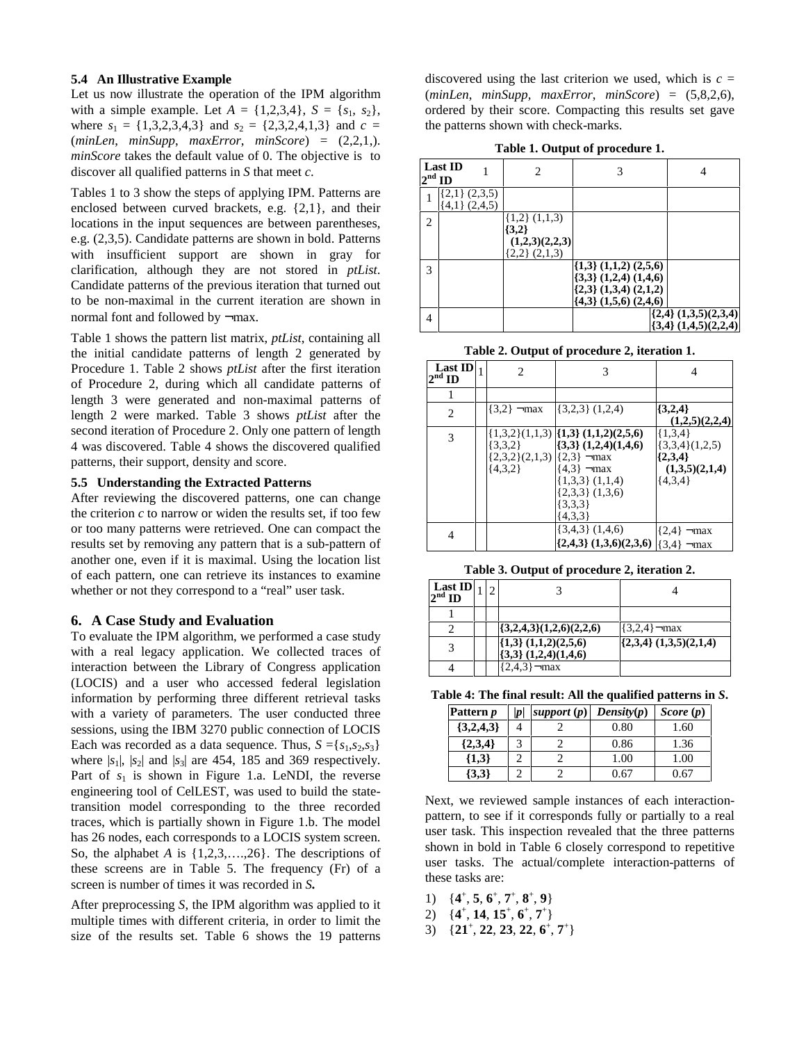### 5.4 An Illustrative Example

Let us now illustrate the operation of the IPM algorithm with a simple example. Let $A = \{1,2,3,4\}$, $S = \{s_1, s_2\}$, where $s_1 = \{1,3,2,3,4,3\}$ and $s_2 = \{2,3,2,4,1,3\}$ and $c =$ (*minLen*, *minSupp*, *maxError*, *minScore*) = (2,2,1,). *minScore* takes the default value of 0. The objective is to discover all qualified patterns in *S* that meet *c*.

Tables 1 to 3 show the steps of applying IPM. Patterns are enclosed between curved brackets, e.g. {2,1}, and their locations in the input sequences are between parentheses, e.g. (2,3,5). Candidate patterns are shown in bold. Patterns with insufficient support are shown in gray for clarification, although they are not stored in *ptList*. Candidate patterns of the previous iteration that turned out to be non-maximal in the current iteration are shown in normal font and followed by ¬max.

Table 1 shows the pattern list matrix, *ptList*, containing all the initial candidate patterns of length 2 generated by Procedure 1. Table 2 shows *ptList* after the first iteration of Procedure 2, during which all candidate patterns of length 3 were generated and non-maximal patterns of length 2 were marked. Table 3 shows *ptList* after the second iteration of Procedure 2. Only one pattern of length 4 was discovered. Table 4 shows the discovered qualified patterns, their support, density and score.

### 5.5 Understanding the Extracted Patterns

After reviewing the discovered patterns, one can change the criterion *c* to narrow or widen the results set, if too few or too many patterns were retrieved. One can compact the results set by removing any pattern that is a sub-pattern of another one, even if it is maximal. Using the location list of each pattern, one can retrieve its instances to examine whether or not they correspond to a "real" user task.

## 6. A Case Study and Evaluation

To evaluate the IPM algorithm, we performed a case study with a real legacy application. We collected traces of interaction between the Library of Congress application (LOCIS) and a user who accessed federal legislation information by performing three different retrieval tasks with a variety of parameters. The user conducted three sessions, using the IBM 3270 public connection of LOCIS Each was recorded as a data sequence. Thus, $S = \{s_1, s_2, s_3\}$ where $|s_1|$, $|s_2|$ and $|s_3|$ are 454, 185 and 369 respectively. Part of $s_1$ is shown in Figure 1.a. LeNDI, the reverse engineering tool of CelLEST, was used to build the state-transition model corresponding to the three recorded traces, which is partially shown in Figure 1.b. The model has 26 nodes, each corresponds to a LOCIS system screen. So, the alphabet *A* is {1,2,3,….,26}. The descriptions of these screens are in Table 5. The frequency (Fr) of a screen is number of times it was recorded in ***S*.**

After preprocessing *S*, the IPM algorithm was applied to it multiple times with different criteria, in order to limit the size of the results set. Table 6 shows the 19 patterns discovered using the last criterion we used, which is $c =$ (*minLen*, *minSupp*, *maxError*, *minScore*) = (5,8,2,6), ordered by their score. Compacting this results set gave the patterns shown with check-marks.

**Table 1. Output of procedure 1.**

| 2nd ID \ Last ID | 1 | 2 | 3 | 4 |
|---|---|---|---|---|
| 1 | {2,1} (2,3,5) {4,1} (2,4,5) | | | |
| 2 | | {1,2} (1,1,3) **{3,2} (1,2,3)(2,2,3)** {2,2} (2,1,3) | | |
| 3 | | | **{1,3} (1,1,2) (2,5,6) {3,3} (1,2,4) (1,4,6) {2,3} (1,3,4) (2,1,2) {4,3} (1,5,6) (2,4,6)** | |
| 4 | | | | **{2,4} (1,3,5)(2,3,4) {3,4} (1,4,5)(2,2,4)** |

**Table 2. Output of procedure 2, iteration 1.**

| 2nd ID \ Last ID | 1 | 2 | 3 | 4 |
|---|---|---|---|---|
| 1 | | | | |
| 2 | | {3,2} ¬max | {3,2,3} (1,2,4) | **{3,2,4} (1,2,5)(2,2,4)** |
| 3 | | {1,3,2}(1,1,3) {3,3,2} {2,3,2}(2,1,3) {4,3,2} | **{1,3} (1,1,2)(2,5,6) {3,3} (1,2,4)(1,4,6)** {2,3} ¬max {4,3} ¬max {1,3,3} (1,1,4) {2,3,3} (1,3,6) {3,3,3} {4,3,3} | {1,3,4} {3,3,4}(1,2,5) **{2,3,4} (1,3,5)(2,1,4)** {4,3,4} |
| 4 | | | {3,4,3} (1,4,6) **{2,4,3} (1,3,6)(2,3,6)** | {2,4} ¬max {3,4} ¬max |

**Table 3. Output of procedure 2, iteration 2.**

| 2nd ID \ Last ID | 1 | 2 | 3 | 4 |
|---|---|---|---|---|
| 1 | | | | |
| 2 | | | **{3,2,4,3}(1,2,6)(2,2,6)** | {3,2,4}¬max |
| 3 | | | **{1,3} (1,1,2)(2,5,6) {3,3} (1,2,4)(1,4,6)** | **{2,3,4} (1,3,5)(2,1,4)** |
| 4 | | | {2,4,3}¬max | |

**Table 4: The final result: All the qualified patterns in *S*.**

| Pattern *p* | \|*p*\| | *support* (*p*) | *Density*(*p*) | *Score* (*p*) |
|---|---|---|---|---|
| **{3,2,4,3}** | 4 | 2 | 0.80 | 1.60 |
| **{2,3,4}** | 3 | 2 | 0.86 | 1.36 |
| **{1,3}** | 2 | 2 | 1.00 | 1.00 |
| **{3,3}** | 2 | 2 | 0.67 | 0.67 |

Next, we reviewed sample instances of each interaction-pattern, to see if it corresponds fully or partially to a real user task. This inspection revealed that the three patterns shown in bold in Table 6 closely correspond to repetitive user tasks. The actual/complete interaction-patterns of these tasks are:

1) $\{\mathbf{4}^+, \mathbf{5}, \mathbf{6}^+, \mathbf{7}^+, \mathbf{8}^+, \mathbf{9}\}$
2) $\{\mathbf{4}^+, \mathbf{14}, \mathbf{15}^+, \mathbf{6}^+, \mathbf{7}^+\}$
3) $\{\mathbf{21}^+, \mathbf{22}, \mathbf{23}, \mathbf{22}, \mathbf{6}^+, \mathbf{7}^+\}$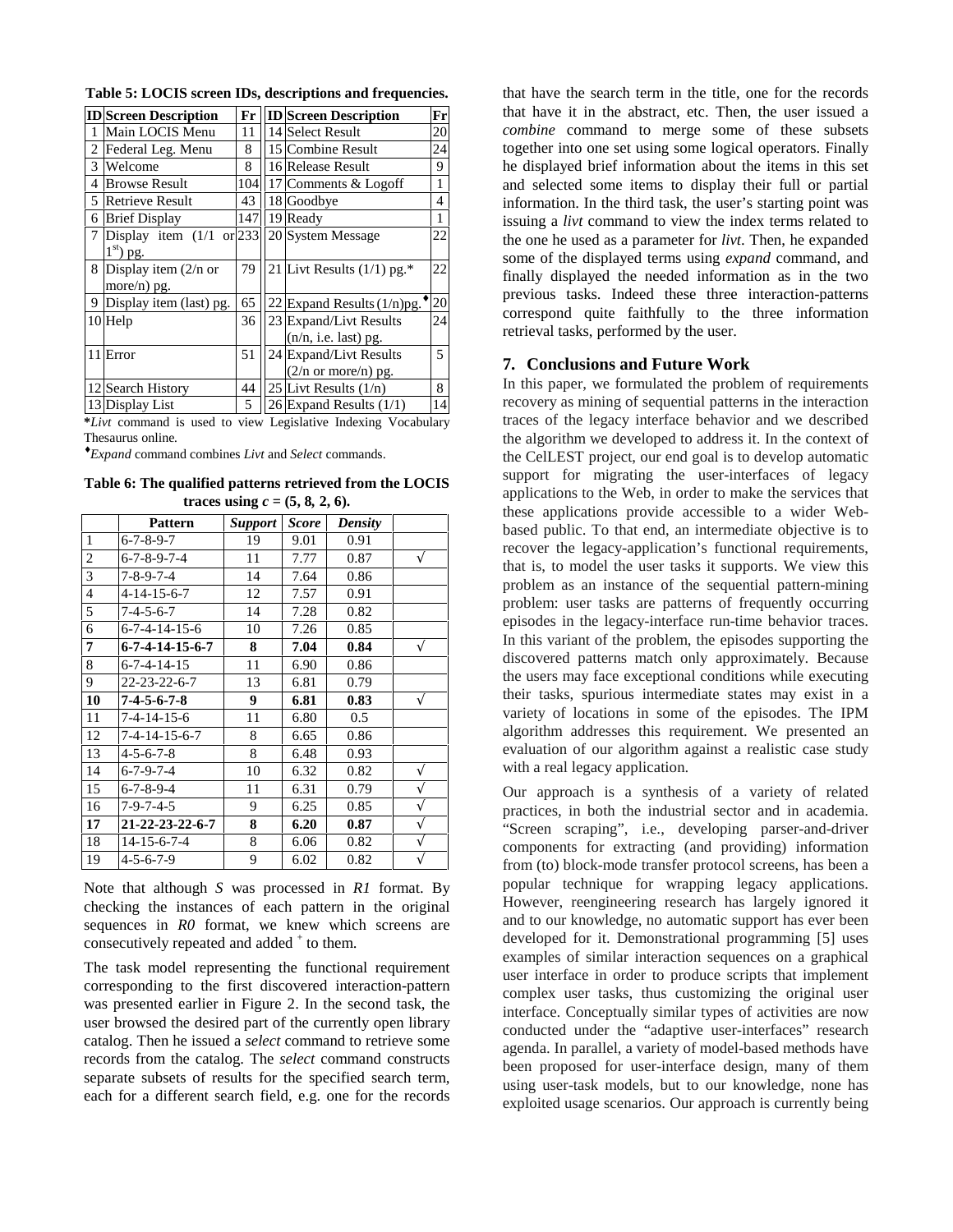**Table 5: LOCIS screen IDs, descriptions and frequencies.**

| ID | Screen Description | Fr | ID | Screen Description | Fr |
|---|---|---|---|---|---|
| 1 | Main LOCIS Menu | 11 | 14 | Select Result | 20 |
| 2 | Federal Leg. Menu | 8 | 15 | Combine Result | 24 |
| 3 | Welcome | 8 | 16 | Release Result | 9 |
| 4 | Browse Result | 104 | 17 | Comments & Logoff | 1 |
| 5 | Retrieve Result | 43 | 18 | Goodbye | 4 |
| 6 | Brief Display | 147 | 19 | Ready | 1 |
| 7 | Display item (1/1 or 1st) pg. | 233 | 20 | System Message | 22 |
| 8 | Display item (2/n or more/n) pg. | 79 | 21 | Livt Results (1/1) pg.* | 22 |
| 9 | Display item (last) pg. | 65 | 22 | Expand Results (1/n)pg.♦ | 20 |
| 10 | Help | 36 | 23 | Expand/Livt Results (n/n, i.e. last) pg. | 24 |
| 11 | Error | 51 | 24 | Expand/Livt Results (2/n or more/n) pg. | 5 |
| 12 | Search History | 44 | 25 | Livt Results (1/n) | 8 |
| 13 | Display List | 5 | 26 | Expand Results (1/1) | 14 |

***Livt* command is used to view Legislative Indexing Vocabulary Thesaurus online.

♦*Expand* command combines *Livt* and *Select* commands.

**Table 6: The qualified patterns retrieved from the LOCIS traces using $c$ = (5, 8, 2, 6).**

| | Pattern | *Support* | *Score* | *Density* | |
|---|---|---|---|---|---|
| 1 | 6-7-8-9-7 | 19 | 9.01 | 0.91 | |
| 2 | 6-7-8-9-7-4 | 11 | 7.77 | 0.87 | √ |
| 3 | 7-8-9-7-4 | 14 | 7.64 | 0.86 | |
| 4 | 4-14-15-6-7 | 12 | 7.57 | 0.91 | |
| 5 | 7-4-5-6-7 | 14 | 7.28 | 0.82 | |
| 6 | 6-7-4-14-15-6 | 10 | 7.26 | 0.85 | |
| **7** | **6-7-4-14-15-6-7** | **8** | **7.04** | **0.84** | √ |
| 8 | 6-7-4-14-15 | 11 | 6.90 | 0.86 | |
| 9 | 22-23-22-6-7 | 13 | 6.81 | 0.79 | |
| **10** | **7-4-5-6-7-8** | **9** | **6.81** | **0.83** | √ |
| 11 | 7-4-14-15-6 | 11 | 6.80 | 0.5 | |
| 12 | 7-4-14-15-6-7 | 8 | 6.65 | 0.86 | |
| 13 | 4-5-6-7-8 | 8 | 6.48 | 0.93 | |
| 14 | 6-7-9-7-4 | 10 | 6.32 | 0.82 | √ |
| 15 | 6-7-8-9-4 | 11 | 6.31 | 0.79 | √ |
| 16 | 7-9-7-4-5 | 9 | 6.25 | 0.85 | √ |
| **17** | **21-22-23-22-6-7** | **8** | **6.20** | **0.87** | √ |
| 18 | 14-15-6-7-4 | 8 | 6.06 | 0.82 | √ |
| 19 | 4-5-6-7-9 | 9 | 6.02 | 0.82 | √ |

Note that although *S* was processed in *R1* format. By checking the instances of each pattern in the original sequences in *R0* format, we knew which screens are consecutively repeated and added $^+$ to them.

The task model representing the functional requirement corresponding to the first discovered interaction-pattern was presented earlier in Figure 2. In the second task, the user browsed the desired part of the currently open library catalog. Then he issued a *select* command to retrieve some records from the catalog. The *select* command constructs separate subsets of results for the specified search term, each for a different search field, e.g. one for the records that have the search term in the title, one for the records that have it in the abstract, etc. Then, the user issued a *combine* command to merge some of these subsets together into one set using some logical operators. Finally he displayed brief information about the items in this set and selected some items to display their full or partial information. In the third task, the user's starting point was issuing a *livt* command to view the index terms related to the one he used as a parameter for *livt*. Then, he expanded some of the displayed terms using *expand* command, and finally displayed the needed information as in the two previous tasks. Indeed these three interaction-patterns correspond quite faithfully to the three information retrieval tasks, performed by the user.

## 7. Conclusions and Future Work

In this paper, we formulated the problem of requirements recovery as mining of sequential patterns in the interaction traces of the legacy interface behavior and we described the algorithm we developed to address it. In the context of the CelLEST project, our end goal is to develop automatic support for migrating the user-interfaces of legacy applications to the Web, in order to make the services that these applications provide accessible to a wider Web-based public. To that end, an intermediate objective is to recover the legacy-application's functional requirements, that is, to model the user tasks it supports. We view this problem as an instance of the sequential pattern-mining problem: user tasks are patterns of frequently occurring episodes in the legacy-interface run-time behavior traces. In this variant of the problem, the episodes supporting the discovered patterns match only approximately. Because the users may face exceptional conditions while executing their tasks, spurious intermediate states may exist in a variety of locations in some of the episodes. The IPM algorithm addresses this requirement. We presented an evaluation of our algorithm against a realistic case study with a real legacy application.

Our approach is a synthesis of a variety of related practices, in both the industrial sector and in academia. "Screen scraping", i.e., developing parser-and-driver components for extracting (and providing) information from (to) block-mode transfer protocol screens, has been a popular technique for wrapping legacy applications. However, reengineering research has largely ignored it and to our knowledge, no automatic support has ever been developed for it. Demonstrational programming [5] uses examples of similar interaction sequences on a graphical user interface in order to produce scripts that implement complex user tasks, thus customizing the original user interface. Conceptually similar types of activities are now conducted under the "adaptive user-interfaces" research agenda. In parallel, a variety of model-based methods have been proposed for user-interface design, many of them using user-task models, but to our knowledge, none has exploited usage scenarios. Our approach is currently being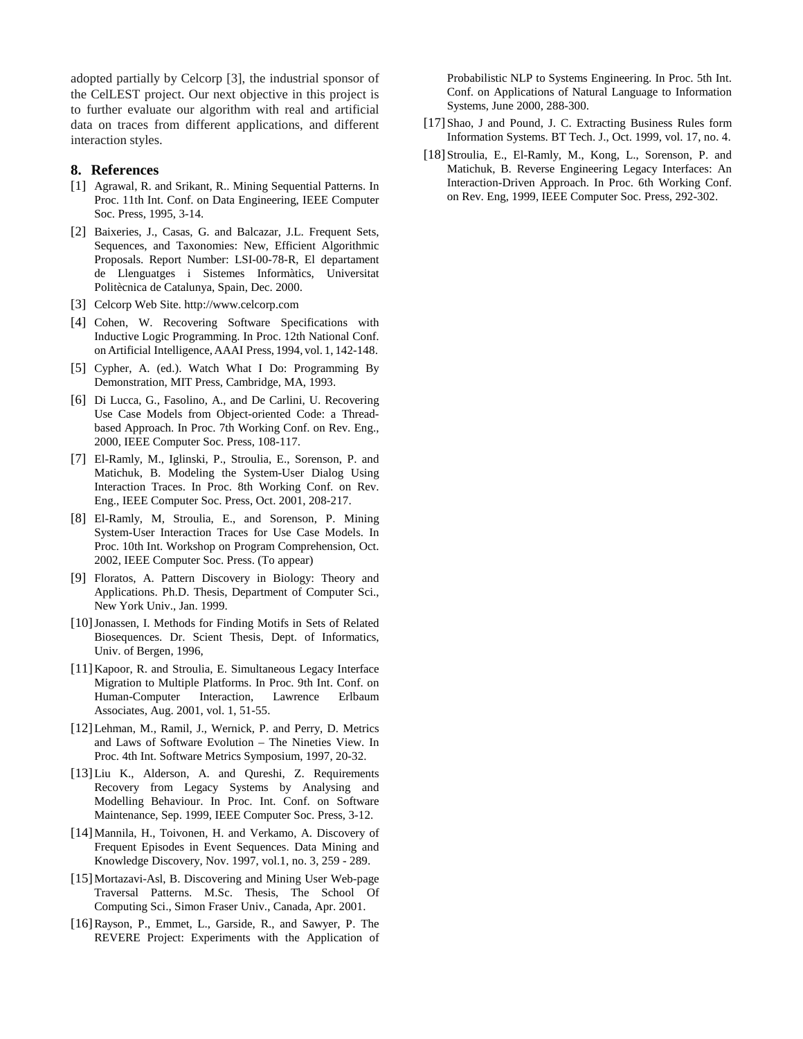adopted partially by Celcorp [3], the industrial sponsor of the CelLEST project. Our next objective in this project is to further evaluate our algorithm with real and artificial data on traces from different applications, and different interaction styles.

## 8. References

[1] Agrawal, R. and Srikant, R.. Mining Sequential Patterns. In Proc. 11th Int. Conf. on Data Engineering, IEEE Computer Soc. Press, 1995, 3-14.

[2] Baixeries, J., Casas, G. and Balcazar, J.L. Frequent Sets, Sequences, and Taxonomies: New, Efficient Algorithmic Proposals. Report Number: LSI-00-78-R, El departament de Llenguatges i Sistemes Informàtics, Universitat Politècnica de Catalunya, Spain, Dec. 2000.

[3] Celcorp Web Site. http://www.celcorp.com

[4] Cohen, W. Recovering Software Specifications with Inductive Logic Programming. In Proc. 12th National Conf. on Artificial Intelligence, AAAI Press, 1994, vol. 1, 142-148.

[5] Cypher, A. (ed.). Watch What I Do: Programming By Demonstration, MIT Press, Cambridge, MA, 1993.

[6] Di Lucca, G., Fasolino, A., and De Carlini, U. Recovering Use Case Models from Object-oriented Code: a Thread-based Approach. In Proc. 7th Working Conf. on Rev. Eng., 2000, IEEE Computer Soc. Press, 108-117.

[7] El-Ramly, M., Iglinski, P., Stroulia, E., Sorenson, P. and Matichuk, B. Modeling the System-User Dialog Using Interaction Traces. In Proc. 8th Working Conf. on Rev. Eng., IEEE Computer Soc. Press, Oct. 2001, 208-217.

[8] El-Ramly, M, Stroulia, E., and Sorenson, P. Mining System-User Interaction Traces for Use Case Models. In Proc. 10th Int. Workshop on Program Comprehension, Oct. 2002, IEEE Computer Soc. Press. (To appear)

[9] Floratos, A. Pattern Discovery in Biology: Theory and Applications. Ph.D. Thesis, Department of Computer Sci., New York Univ., Jan. 1999.

[10] Jonassen, I. Methods for Finding Motifs in Sets of Related Biosequences. Dr. Scient Thesis, Dept. of Informatics, Univ. of Bergen, 1996,

[11] Kapoor, R. and Stroulia, E. Simultaneous Legacy Interface Migration to Multiple Platforms. In Proc. 9th Int. Conf. on Human-Computer Interaction, Lawrence Erlbaum Associates, Aug. 2001, vol. 1, 51-55.

[12] Lehman, M., Ramil, J., Wernick, P. and Perry, D. Metrics and Laws of Software Evolution – The Nineties View. In Proc. 4th Int. Software Metrics Symposium, 1997, 20-32.

[13] Liu K., Alderson, A. and Qureshi, Z. Requirements Recovery from Legacy Systems by Analysing and Modelling Behaviour. In Proc. Int. Conf. on Software Maintenance, Sep. 1999, IEEE Computer Soc. Press, 3-12.

[14] Mannila, H., Toivonen, H. and Verkamo, A. Discovery of Frequent Episodes in Event Sequences. Data Mining and Knowledge Discovery, Nov. 1997, vol.1, no. 3, 259 - 289.

[15] Mortazavi-Asl, B. Discovering and Mining User Web-page Traversal Patterns. M.Sc. Thesis, The School Of Computing Sci., Simon Fraser Univ., Canada, Apr. 2001.

[16] Rayson, P., Emmet, L., Garside, R., and Sawyer, P. The REVERE Project: Experiments with the Application of Probabilistic NLP to Systems Engineering. In Proc. 5th Int. Conf. on Applications of Natural Language to Information Systems, June 2000, 288-300.

[17] Shao, J and Pound, J. C. Extracting Business Rules form Information Systems. BT Tech. J., Oct. 1999, vol. 17, no. 4.

[18] Stroulia, E., El-Ramly, M., Kong, L., Sorenson, P. and Matichuk, B. Reverse Engineering Legacy Interfaces: An Interaction-Driven Approach. In Proc. 6th Working Conf. on Rev. Eng, 1999, IEEE Computer Soc. Press, 292-302.